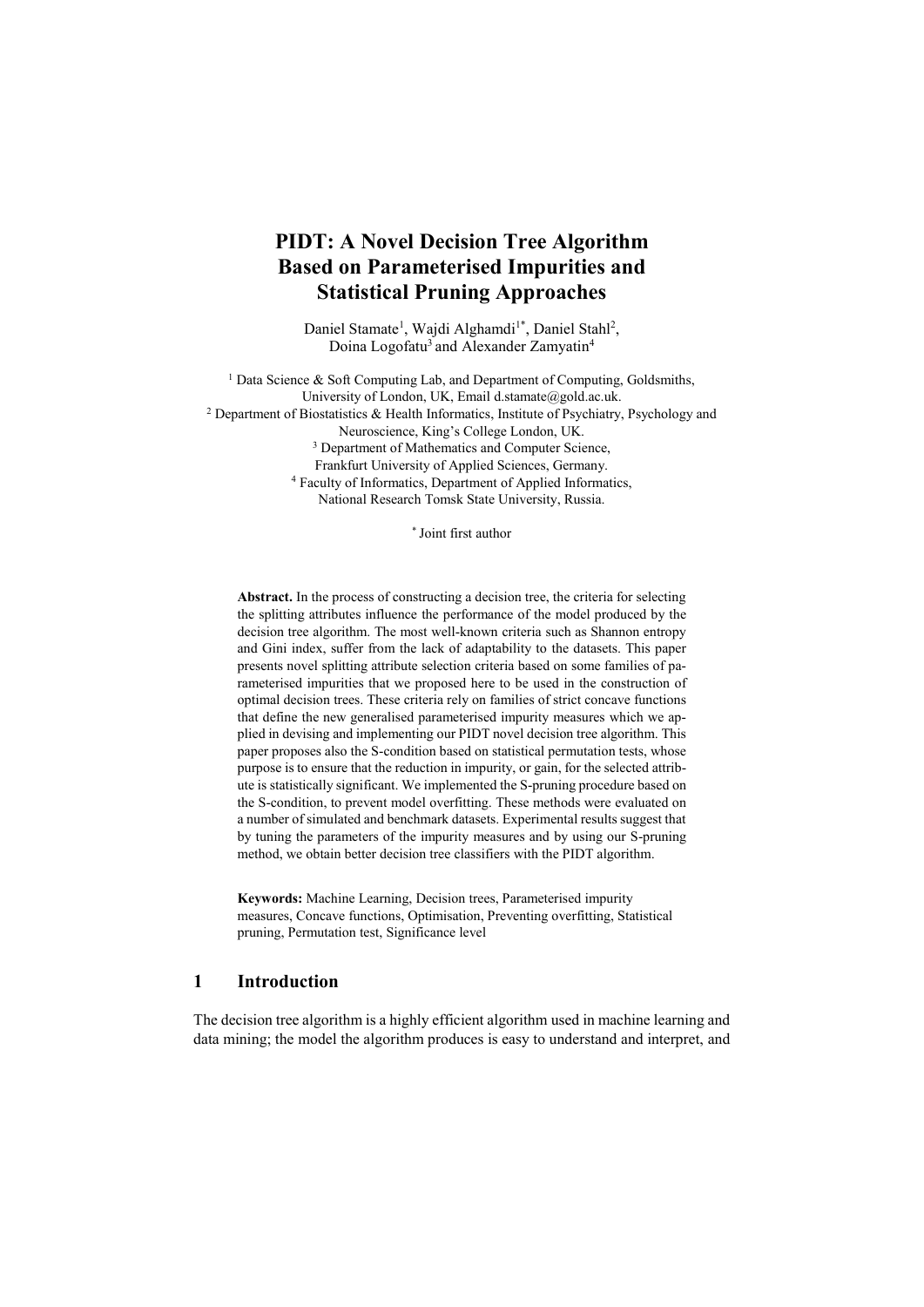# PIDT: A Novel Decision Tree Algorithm Based on Parameterised Impurities and Statistical Pruning Approaches

Daniel Stamate[1], Wajdi Alghamdi[1*], Daniel Stahl[2], Doina Logofatu[3] and Alexander Zamyatin[4]

[1] Data Science & Soft Computing Lab, and Department of Computing, Goldsmiths, University of London, UK, Email d.stamate@gold.ac.uk.
[2] Department of Biostatistics & Health Informatics, Institute of Psychiatry, Psychology and Neuroscience, King's College London, UK.
[3] Department of Mathematics and Computer Science, Frankfurt University of Applied Sciences, Germany.
[4] Faculty of Informatics, Department of Applied Informatics, National Research Tomsk State University, Russia.

[*] Joint first author

**Abstract.** In the process of constructing a decision tree, the criteria for selecting the splitting attributes influence the performance of the model produced by the decision tree algorithm. The most well-known criteria such as Shannon entropy and Gini index, suffer from the lack of adaptability to the datasets. This paper presents novel splitting attribute selection criteria based on some families of parameterised impurities that we proposed here to be used in the construction of optimal decision trees. These criteria rely on families of strict concave functions that define the new generalised parameterised impurity measures which we applied in devising and implementing our PIDT novel decision tree algorithm. This paper proposes also the S-condition based on statistical permutation tests, whose purpose is to ensure that the reduction in impurity, or gain, for the selected attribute is statistically significant. We implemented the S-pruning procedure based on the S-condition, to prevent model overfitting. These methods were evaluated on a number of simulated and benchmark datasets. Experimental results suggest that by tuning the parameters of the impurity measures and by using our S-pruning method, we obtain better decision tree classifiers with the PIDT algorithm.

**Keywords:** Machine Learning, Decision trees, Parameterised impurity measures, Concave functions, Optimisation, Preventing overfitting, Statistical pruning, Permutation test, Significance level

## 1 Introduction

The decision tree algorithm is a highly efficient algorithm used in machine learning and data mining; the model the algorithm produces is easy to understand and interpret, and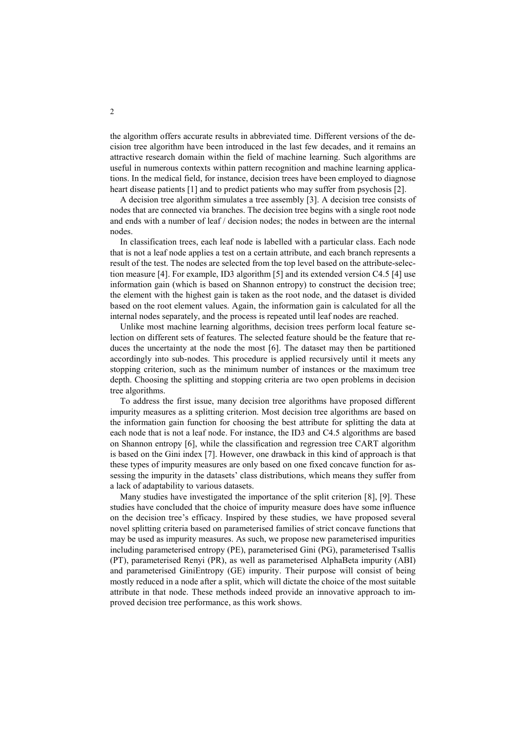the algorithm offers accurate results in abbreviated time. Different versions of the decision tree algorithm have been introduced in the last few decades, and it remains an attractive research domain within the field of machine learning. Such algorithms are useful in numerous contexts within pattern recognition and machine learning applications. In the medical field, for instance, decision trees have been employed to diagnose heart disease patients [1] and to predict patients who may suffer from psychosis [2].

A decision tree algorithm simulates a tree assembly [3]. A decision tree consists of nodes that are connected via branches. The decision tree begins with a single root node and ends with a number of leaf / decision nodes; the nodes in between are the internal nodes.

In classification trees, each leaf node is labelled with a particular class. Each node that is not a leaf node applies a test on a certain attribute, and each branch represents a result of the test. The nodes are selected from the top level based on the attribute-selection measure [4]. For example, ID3 algorithm [5] and its extended version C4.5 [4] use information gain (which is based on Shannon entropy) to construct the decision tree; the element with the highest gain is taken as the root node, and the dataset is divided based on the root element values. Again, the information gain is calculated for all the internal nodes separately, and the process is repeated until leaf nodes are reached.

Unlike most machine learning algorithms, decision trees perform local feature selection on different sets of features. The selected feature should be the feature that reduces the uncertainty at the node the most [6]. The dataset may then be partitioned accordingly into sub-nodes. This procedure is applied recursively until it meets any stopping criterion, such as the minimum number of instances or the maximum tree depth. Choosing the splitting and stopping criteria are two open problems in decision tree algorithms.

To address the first issue, many decision tree algorithms have proposed different impurity measures as a splitting criterion. Most decision tree algorithms are based on the information gain function for choosing the best attribute for splitting the data at each node that is not a leaf node. For instance, the ID3 and C4.5 algorithms are based on Shannon entropy [6], while the classification and regression tree CART algorithm is based on the Gini index [7]. However, one drawback in this kind of approach is that these types of impurity measures are only based on one fixed concave function for assessing the impurity in the datasets' class distributions, which means they suffer from a lack of adaptability to various datasets.

Many studies have investigated the importance of the split criterion [8], [9]. These studies have concluded that the choice of impurity measure does have some influence on the decision tree's efficacy. Inspired by these studies, we have proposed several novel splitting criteria based on parameterised families of strict concave functions that may be used as impurity measures. As such, we propose new parameterised impurities including parameterised entropy (PE), parameterised Gini (PG), parameterised Tsallis (PT), parameterised Renyi (PR), as well as parameterised AlphaBeta impurity (ABI) and parameterised GiniEntropy (GE) impurity. Their purpose will consist of being mostly reduced in a node after a split, which will dictate the choice of the most suitable attribute in that node. These methods indeed provide an innovative approach to improved decision tree performance, as this work shows.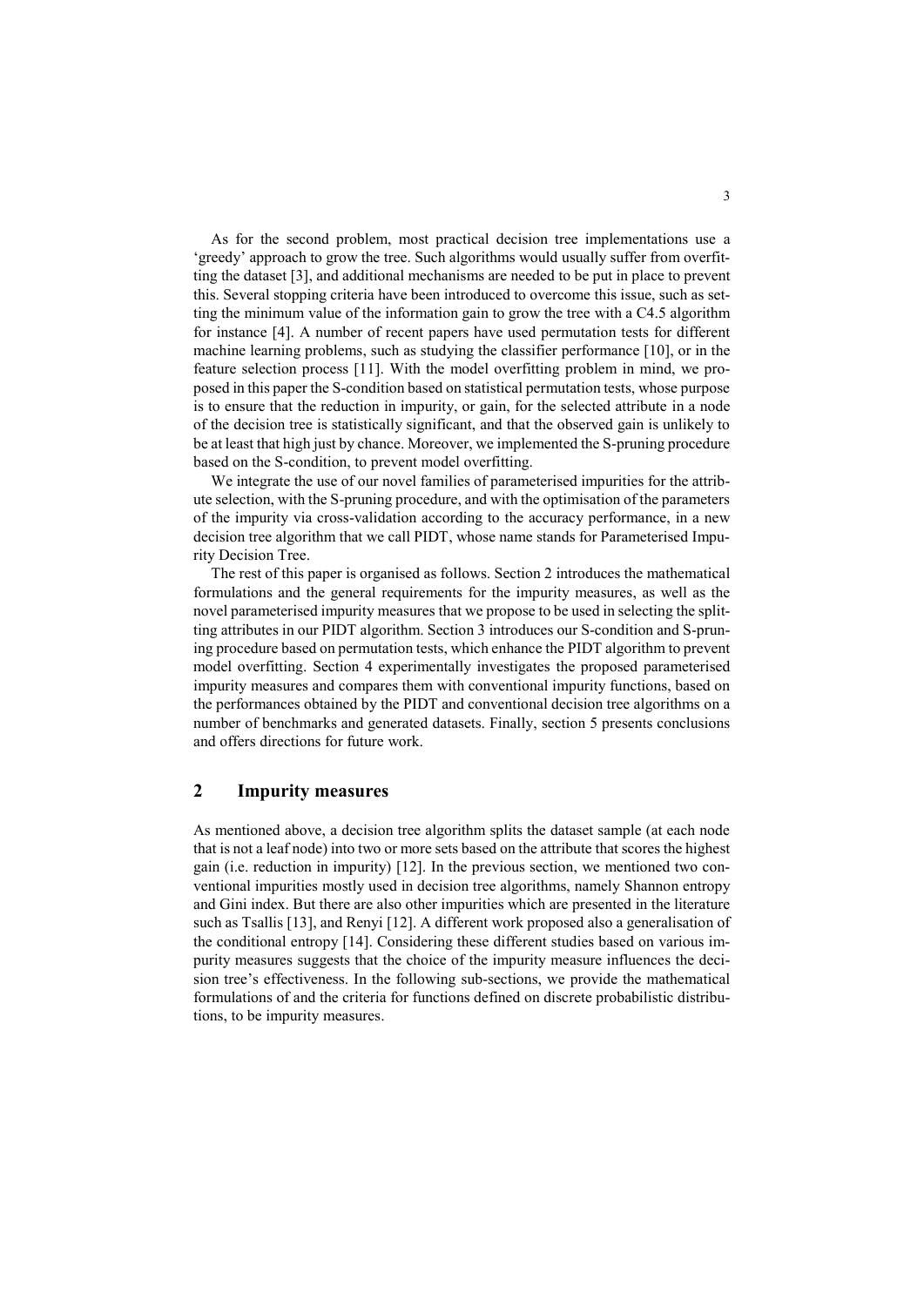As for the second problem, most practical decision tree implementations use a 'greedy' approach to grow the tree. Such algorithms would usually suffer from overfitting the dataset [3], and additional mechanisms are needed to be put in place to prevent this. Several stopping criteria have been introduced to overcome this issue, such as setting the minimum value of the information gain to grow the tree with a C4.5 algorithm for instance [4]. A number of recent papers have used permutation tests for different machine learning problems, such as studying the classifier performance [10], or in the feature selection process [11]. With the model overfitting problem in mind, we proposed in this paper the S-condition based on statistical permutation tests, whose purpose is to ensure that the reduction in impurity, or gain, for the selected attribute in a node of the decision tree is statistically significant, and that the observed gain is unlikely to be at least that high just by chance. Moreover, we implemented the S-pruning procedure based on the S-condition, to prevent model overfitting.

We integrate the use of our novel families of parameterised impurities for the attribute selection, with the S-pruning procedure, and with the optimisation of the parameters of the impurity via cross-validation according to the accuracy performance, in a new decision tree algorithm that we call PIDT, whose name stands for Parameterised Impurity Decision Tree.

The rest of this paper is organised as follows. Section 2 introduces the mathematical formulations and the general requirements for the impurity measures, as well as the novel parameterised impurity measures that we propose to be used in selecting the splitting attributes in our PIDT algorithm. Section 3 introduces our S-condition and S-pruning procedure based on permutation tests, which enhance the PIDT algorithm to prevent model overfitting. Section 4 experimentally investigates the proposed parameterised impurity measures and compares them with conventional impurity functions, based on the performances obtained by the PIDT and conventional decision tree algorithms on a number of benchmarks and generated datasets. Finally, section 5 presents conclusions and offers directions for future work.

## 2 Impurity measures

As mentioned above, a decision tree algorithm splits the dataset sample (at each node that is not a leaf node) into two or more sets based on the attribute that scores the highest gain (i.e. reduction in impurity) [12]. In the previous section, we mentioned two conventional impurities mostly used in decision tree algorithms, namely Shannon entropy and Gini index. But there are also other impurities which are presented in the literature such as Tsallis [13], and Renyi [12]. A different work proposed also a generalisation of the conditional entropy [14]. Considering these different studies based on various impurity measures suggests that the choice of the impurity measure influences the decision tree's effectiveness. In the following sub-sections, we provide the mathematical formulations of and the criteria for functions defined on discrete probabilistic distributions, to be impurity measures.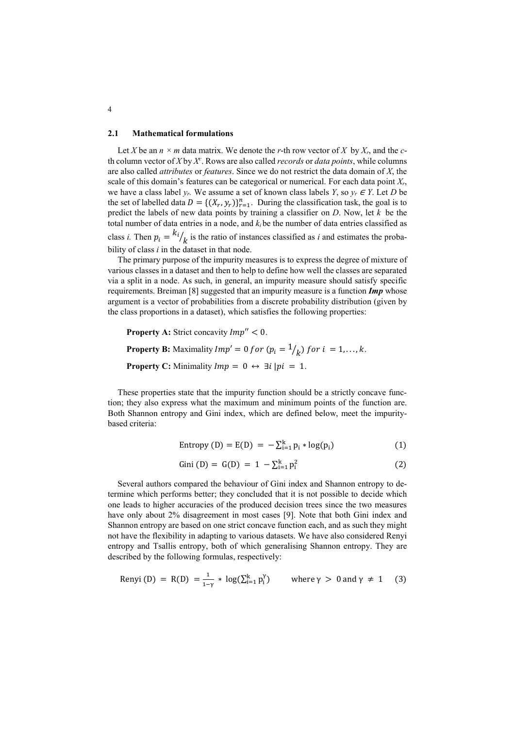### 2.1 Mathematical formulations

Let $X$ be an $n \times m$ data matrix. We denote the $r$-th row vector of $X$ by $X_r$, and the $c$-th column vector of $X$ by $X^c$. Rows are also called *records* or *data points*, while columns are also called *attributes* or *features*. Since we do not restrict the data domain of $X$, the scale of this domain's features can be categorical or numerical. For each data point $X_r$, we have a class label $y_r$. We assume a set of known class labels $Y$, so $y_r \in Y$. Let $D$ be the set of labelled data $D = \{(X_r, y_r)\}_{r=1}^{n}$. During the classification task, the goal is to predict the labels of new data points by training a classifier on $D$. Now, let $k$ be the total number of data entries in a node, and $k_i$ be the number of data entries classified as class $i$. Then $p_i = {}^{k_i}/_{k}$ is the ratio of instances classified as $i$ and estimates the probability of class $i$ in the dataset in that node.

The primary purpose of the impurity measures is to express the degree of mixture of various classes in a dataset and then to help to define how well the classes are separated via a split in a node. As such, in general, an impurity measure should satisfy specific requirements. Breiman [8] suggested that an impurity measure is a function ***Imp*** whose argument is a vector of probabilities from a discrete probability distribution (given by the class proportions in a dataset), which satisfies the following properties:

**Property A:** Strict concavity $Imp'' < 0$.

**Property B:** Maximality $Imp' = 0 \; for \; (p_i = {}^{1}/_{k}) \; for \; i = 1, \ldots, k$.

**Property C:** Minimality $Imp = 0 \leftrightarrow \exists i \,|\, pi = 1$.

These properties state that the impurity function should be a strictly concave function; they also express what the maximum and minimum points of the function are. Both Shannon entropy and Gini index, which are defined below, meet the impurity-based criteria:

$$\text{Entropy (D)} = \text{E(D)} = -\sum_{i=1}^{k} p_i * \log(p_i) \tag{1}$$

$$\text{Gini (D)} = \text{G(D)} = 1 - \sum_{i=1}^{k} p_i^2 \tag{2}$$

Several authors compared the behaviour of Gini index and Shannon entropy to determine which performs better; they concluded that it is not possible to decide which one leads to higher accuracies of the produced decision trees since the two measures have only about 2% disagreement in most cases [9]. Note that both Gini index and Shannon entropy are based on one strict concave function each, and as such they might not have the flexibility in adapting to various datasets. We have also considered Renyi entropy and Tsallis entropy, both of which generalising Shannon entropy. They are described by the following formulas, respectively:

$$\text{Renyi (D)} = \text{R(D)} = \frac{1}{1-\gamma} * \log\left(\sum_{i=1}^{k} p_i^{\gamma}\right) \qquad \text{where } \gamma > 0 \text{ and } \gamma \neq 1 \tag{3}$$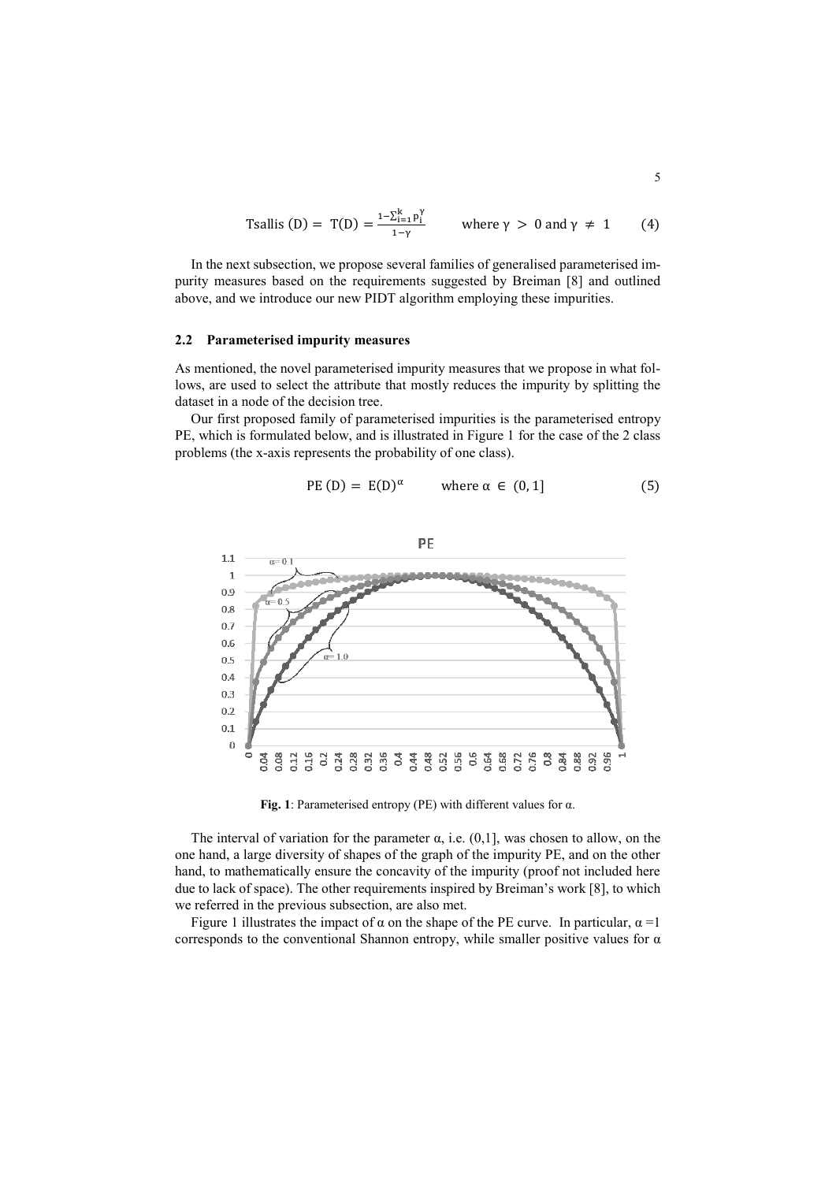$$\text{Tsallis}(D) = T(D) = \frac{1-\sum_{i=1}^{k} p_i^{\gamma}}{1-\gamma} \qquad \text{where } \gamma > 0 \text{ and } \gamma \neq 1 \tag{4}$$

In the next subsection, we propose several families of generalised parameterised impurity measures based on the requirements suggested by Breiman [8] and outlined above, and we introduce our new PIDT algorithm employing these impurities.

### 2.2 Parameterised impurity measures

As mentioned, the novel parameterised impurity measures that we propose in what follows, are used to select the attribute that mostly reduces the impurity by splitting the dataset in a node of the decision tree.

Our first proposed family of parameterised impurities is the parameterised entropy PE, which is formulated below, and is illustrated in Figure 1 for the case of the 2 class problems (the x-axis represents the probability of one class).

$$\text{PE}(D) = E(D)^{\alpha} \qquad \text{where } \alpha \in (0, 1] \tag{5}$$

**Fig. 1**: Parameterised entropy (PE) with different values for α.

The interval of variation for the parameter α, i.e. (0,1], was chosen to allow, on the one hand, a large diversity of shapes of the graph of the impurity PE, and on the other hand, to mathematically ensure the concavity of the impurity (proof not included here due to lack of space). The other requirements inspired by Breiman's work [8], to which we referred in the previous subsection, are also met.

Figure 1 illustrates the impact of α on the shape of the PE curve. In particular, $\alpha = 1$ corresponds to the conventional Shannon entropy, while smaller positive values for α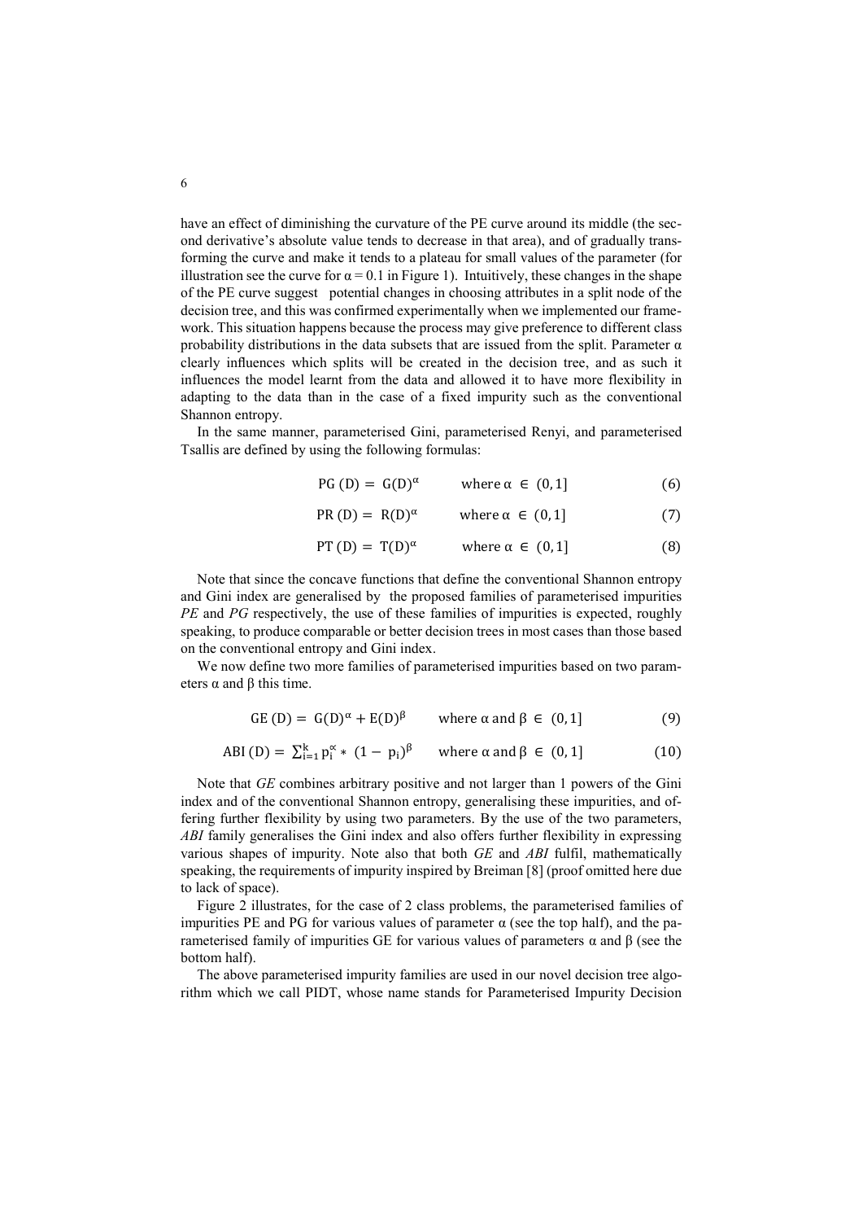have an effect of diminishing the curvature of the PE curve around its middle (the second derivative's absolute value tends to decrease in that area), and of gradually transforming the curve and make it tends to a plateau for small values of the parameter (for illustration see the curve for $\alpha = 0.1$ in Figure 1). Intuitively, these changes in the shape of the PE curve suggest potential changes in choosing attributes in a split node of the decision tree, and this was confirmed experimentally when we implemented our framework. This situation happens because the process may give preference to different class probability distributions in the data subsets that are issued from the split. Parameter $\alpha$ clearly influences which splits will be created in the decision tree, and as such it influences the model learnt from the data and allowed it to have more flexibility in adapting to the data than in the case of a fixed impurity such as the conventional Shannon entropy.

In the same manner, parameterised Gini, parameterised Renyi, and parameterised Tsallis are defined by using the following formulas:

$$\mathrm{PG}\,(\mathrm{D}) = \mathrm{G}(\mathrm{D})^{\alpha} \qquad \text{where } \alpha \in (0,1] \tag{6}$$

$$\mathrm{PR}\,(\mathrm{D}) = \mathrm{R}(\mathrm{D})^{\alpha} \qquad \text{where } \alpha \in (0,1] \tag{7}$$

$$\mathrm{PT}\,(\mathrm{D}) = \mathrm{T}(\mathrm{D})^{\alpha} \qquad \text{where } \alpha \in (0,1] \tag{8}$$

Note that since the concave functions that define the conventional Shannon entropy and Gini index are generalised by the proposed families of parameterised impurities *PE* and *PG* respectively, the use of these families of impurities is expected, roughly speaking, to produce comparable or better decision trees in most cases than those based on the conventional entropy and Gini index.

We now define two more families of parameterised impurities based on two parameters $\alpha$ and $\beta$ this time.

$$\mathrm{GE}\,(\mathrm{D}) = \mathrm{G}(\mathrm{D})^{\alpha} + \mathrm{E}(\mathrm{D})^{\beta} \qquad \text{where } \alpha \text{ and } \beta \in (0,1] \tag{9}$$

$$\mathrm{ABI}\,(\mathrm{D}) = \sum_{i=1}^{k} p_i^{\alpha} * (1 - p_i)^{\beta} \qquad \text{where } \alpha \text{ and } \beta \in (0,1] \tag{10}$$

Note that *GE* combines arbitrary positive and not larger than 1 powers of the Gini index and of the conventional Shannon entropy, generalising these impurities, and offering further flexibility by using two parameters. By the use of the two parameters, *ABI* family generalises the Gini index and also offers further flexibility in expressing various shapes of impurity. Note also that both *GE* and *ABI* fulfil, mathematically speaking, the requirements of impurity inspired by Breiman [8] (proof omitted here due to lack of space).

Figure 2 illustrates, for the case of 2 class problems, the parameterised families of impurities PE and PG for various values of parameter $\alpha$ (see the top half), and the parameterised family of impurities GE for various values of parameters $\alpha$ and $\beta$ (see the bottom half).

The above parameterised impurity families are used in our novel decision tree algorithm which we call PIDT, whose name stands for Parameterised Impurity Decision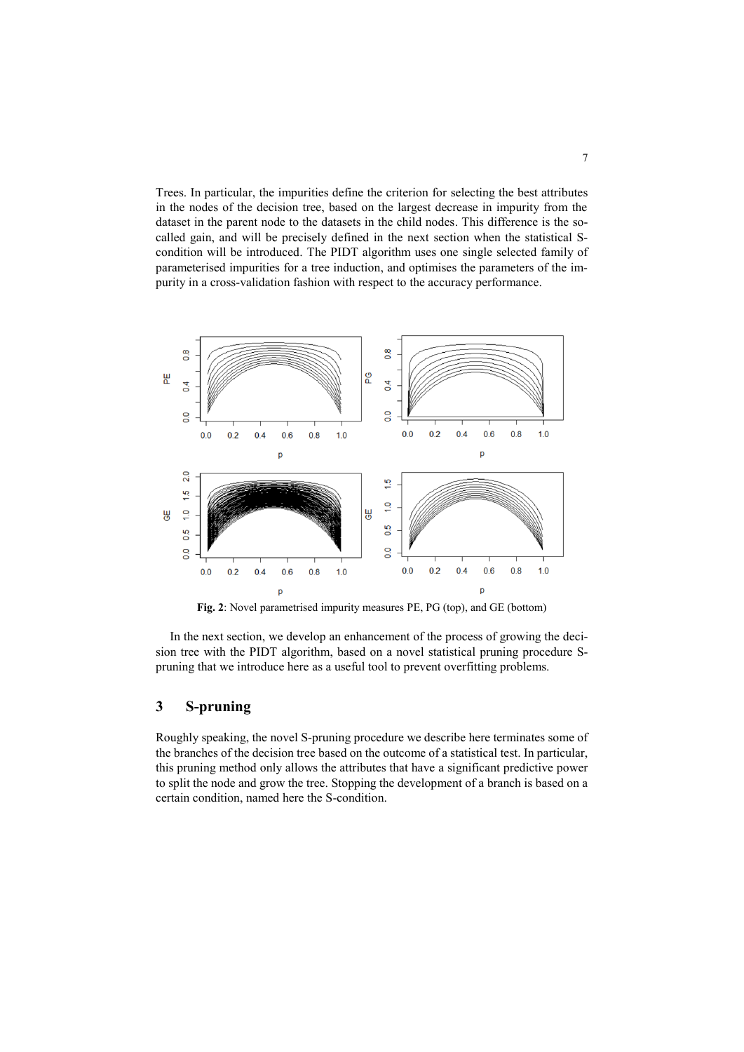Trees. In particular, the impurities define the criterion for selecting the best attributes in the nodes of the decision tree, based on the largest decrease in impurity from the dataset in the parent node to the datasets in the child nodes. This difference is the so-called gain, and will be precisely defined in the next section when the statistical S-condition will be introduced. The PIDT algorithm uses one single selected family of parameterised impurities for a tree induction, and optimises the parameters of the impurity in a cross-validation fashion with respect to the accuracy performance.

**Fig. 2**: Novel parametrised impurity measures PE, PG (top), and GE (bottom)

In the next section, we develop an enhancement of the process of growing the decision tree with the PIDT algorithm, based on a novel statistical pruning procedure S-pruning that we introduce here as a useful tool to prevent overfitting problems.

## 3 S-pruning

Roughly speaking, the novel S-pruning procedure we describe here terminates some of the branches of the decision tree based on the outcome of a statistical test. In particular, this pruning method only allows the attributes that have a significant predictive power to split the node and grow the tree. Stopping the development of a branch is based on a certain condition, named here the S-condition.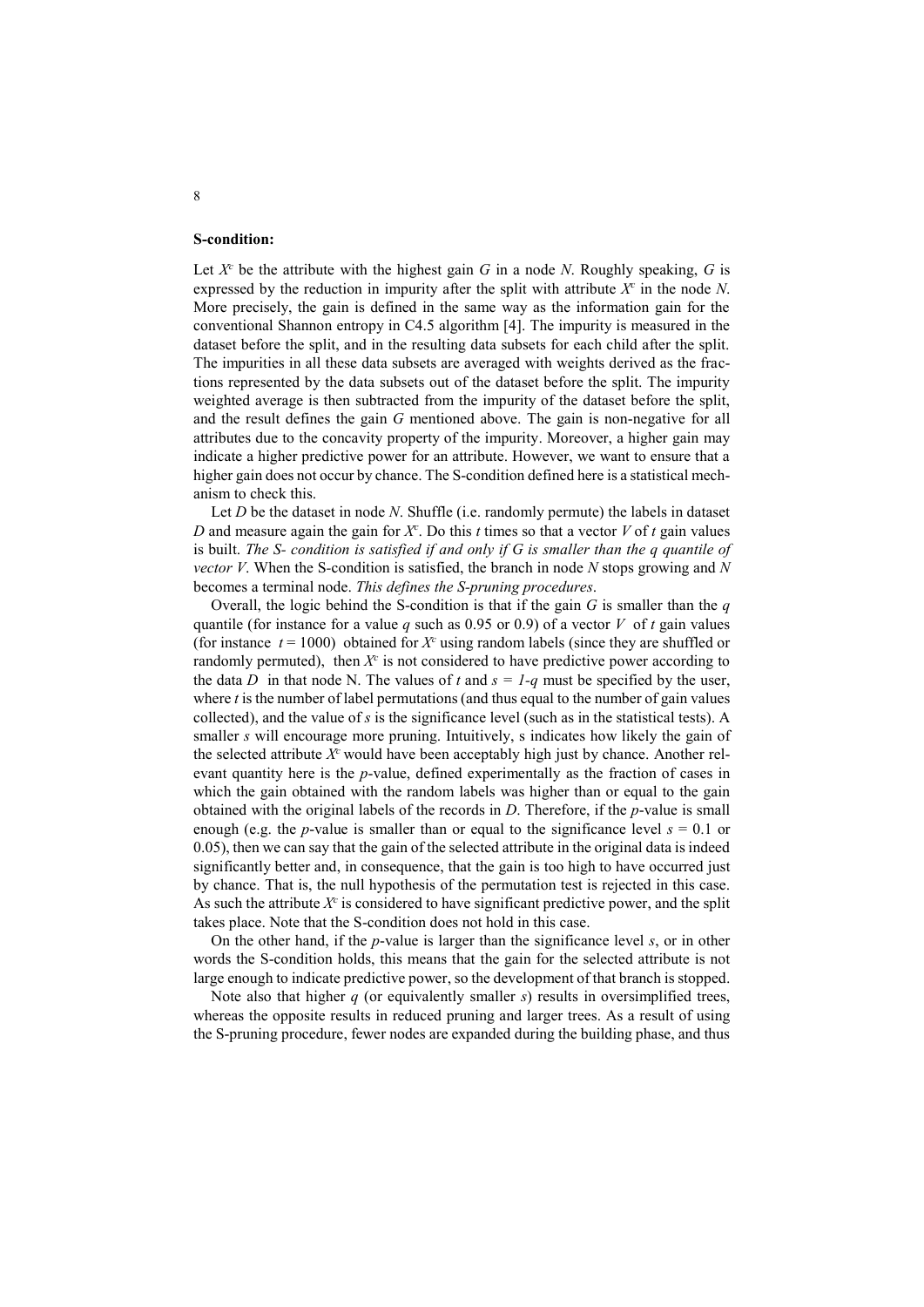**S-condition:**

Let $X^c$ be the attribute with the highest gain $G$ in a node $N$. Roughly speaking, $G$ is expressed by the reduction in impurity after the split with attribute $X^c$ in the node $N$. More precisely, the gain is defined in the same way as the information gain for the conventional Shannon entropy in C4.5 algorithm [4]. The impurity is measured in the dataset before the split, and in the resulting data subsets for each child after the split. The impurities in all these data subsets are averaged with weights derived as the fractions represented by the data subsets out of the dataset before the split. The impurity weighted average is then subtracted from the impurity of the dataset before the split, and the result defines the gain $G$ mentioned above. The gain is non-negative for all attributes due to the concavity property of the impurity. Moreover, a higher gain may indicate a higher predictive power for an attribute. However, we want to ensure that a higher gain does not occur by chance. The S-condition defined here is a statistical mechanism to check this.

Let $D$ be the dataset in node $N$. Shuffle (i.e. randomly permute) the labels in dataset $D$ and measure again the gain for $X^c$. Do this $t$ times so that a vector $V$ of $t$ gain values is built. *The S- condition is satisfied if and only if $G$ is smaller than the $q$ quantile of vector $V$*. When the S-condition is satisfied, the branch in node $N$ stops growing and $N$ becomes a terminal node. *This defines the S-pruning procedures*.

Overall, the logic behind the S-condition is that if the gain $G$ is smaller than the $q$ quantile (for instance for a value $q$ such as 0.95 or 0.9) of a vector $V$ of $t$ gain values (for instance $t = 1000$) obtained for $X^c$ using random labels (since they are shuffled or randomly permuted), then $X^c$ is not considered to have predictive power according to the data $D$ in that node N. The values of $t$ and $s = 1\text{-}q$ must be specified by the user, where $t$ is the number of label permutations (and thus equal to the number of gain values collected), and the value of $s$ is the significance level (such as in the statistical tests). A smaller $s$ will encourage more pruning. Intuitively, s indicates how likely the gain of the selected attribute $X^c$ would have been acceptably high just by chance. Another relevant quantity here is the $p$-value, defined experimentally as the fraction of cases in which the gain obtained with the random labels was higher than or equal to the gain obtained with the original labels of the records in $D$. Therefore, if the $p$-value is small enough (e.g. the $p$-value is smaller than or equal to the significance level $s = 0.1$ or 0.05), then we can say that the gain of the selected attribute in the original data is indeed significantly better and, in consequence, that the gain is too high to have occurred just by chance. That is, the null hypothesis of the permutation test is rejected in this case. As such the attribute $X^c$ is considered to have significant predictive power, and the split takes place. Note that the S-condition does not hold in this case.

On the other hand, if the $p$-value is larger than the significance level $s$, or in other words the S-condition holds, this means that the gain for the selected attribute is not large enough to indicate predictive power, so the development of that branch is stopped.

Note also that higher $q$ (or equivalently smaller $s$) results in oversimplified trees, whereas the opposite results in reduced pruning and larger trees. As a result of using the S-pruning procedure, fewer nodes are expanded during the building phase, and thus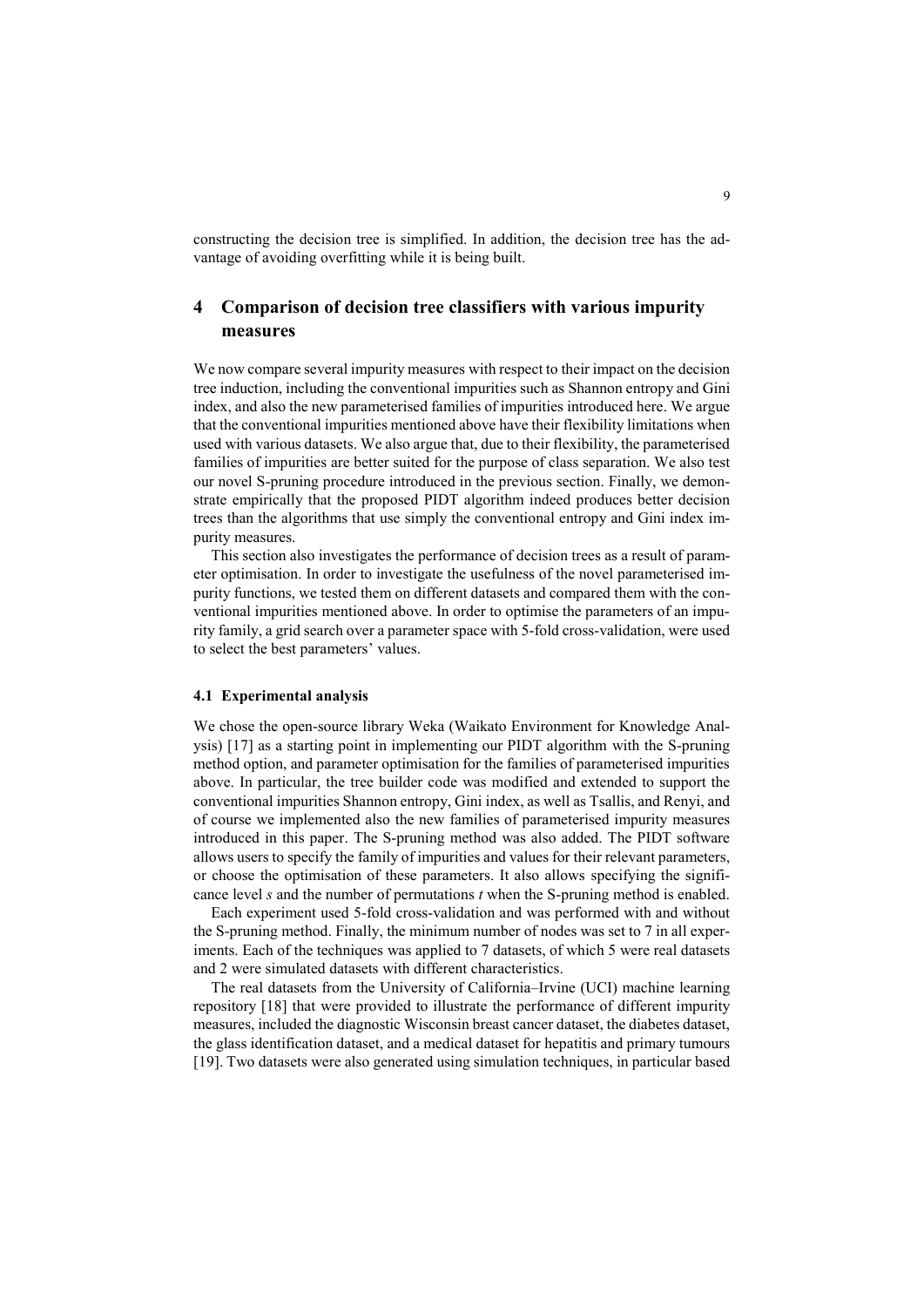constructing the decision tree is simplified. In addition, the decision tree has the advantage of avoiding overfitting while it is being built.

## 4 Comparison of decision tree classifiers with various impurity measures

We now compare several impurity measures with respect to their impact on the decision tree induction, including the conventional impurities such as Shannon entropy and Gini index, and also the new parameterised families of impurities introduced here. We argue that the conventional impurities mentioned above have their flexibility limitations when used with various datasets. We also argue that, due to their flexibility, the parameterised families of impurities are better suited for the purpose of class separation. We also test our novel S-pruning procedure introduced in the previous section. Finally, we demonstrate empirically that the proposed PIDT algorithm indeed produces better decision trees than the algorithms that use simply the conventional entropy and Gini index impurity measures.

This section also investigates the performance of decision trees as a result of parameter optimisation. In order to investigate the usefulness of the novel parameterised impurity functions, we tested them on different datasets and compared them with the conventional impurities mentioned above. In order to optimise the parameters of an impurity family, a grid search over a parameter space with 5-fold cross-validation, were used to select the best parameters' values.

### 4.1 Experimental analysis

We chose the open-source library Weka (Waikato Environment for Knowledge Analysis) [17] as a starting point in implementing our PIDT algorithm with the S-pruning method option, and parameter optimisation for the families of parameterised impurities above. In particular, the tree builder code was modified and extended to support the conventional impurities Shannon entropy, Gini index, as well as Tsallis, and Renyi, and of course we implemented also the new families of parameterised impurity measures introduced in this paper. The S-pruning method was also added. The PIDT software allows users to specify the family of impurities and values for their relevant parameters, or choose the optimisation of these parameters. It also allows specifying the significance level $s$ and the number of permutations $t$ when the S-pruning method is enabled.

Each experiment used 5-fold cross-validation and was performed with and without the S-pruning method. Finally, the minimum number of nodes was set to 7 in all experiments. Each of the techniques was applied to 7 datasets, of which 5 were real datasets and 2 were simulated datasets with different characteristics.

The real datasets from the University of California–Irvine (UCI) machine learning repository [18] that were provided to illustrate the performance of different impurity measures, included the diagnostic Wisconsin breast cancer dataset, the diabetes dataset, the glass identification dataset, and a medical dataset for hepatitis and primary tumours [19]. Two datasets were also generated using simulation techniques, in particular based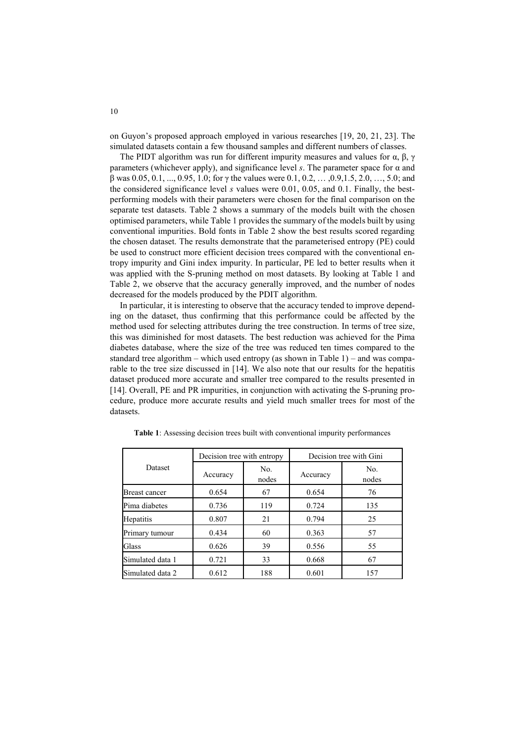on Guyon's proposed approach employed in various researches [19, 20, 21, 23]. The simulated datasets contain a few thousand samples and different numbers of classes.

The PIDT algorithm was run for different impurity measures and values for $\alpha$, $\beta$, $\gamma$ parameters (whichever apply), and significance level $s$. The parameter space for $\alpha$ and $\beta$ was 0.05, 0.1, ..., 0.95, 1.0; for $\gamma$ the values were 0.1, 0.2, … ,0.9,1.5, 2.0, …, 5.0; and the considered significance level $s$ values were 0.01, 0.05, and 0.1. Finally, the best-performing models with their parameters were chosen for the final comparison on the separate test datasets. Table 2 shows a summary of the models built with the chosen optimised parameters, while Table 1 provides the summary of the models built by using conventional impurities. Bold fonts in Table 2 show the best results scored regarding the chosen dataset. The results demonstrate that the parameterised entropy (PE) could be used to construct more efficient decision trees compared with the conventional entropy impurity and Gini index impurity. In particular, PE led to better results when it was applied with the S-pruning method on most datasets. By looking at Table 1 and Table 2, we observe that the accuracy generally improved, and the number of nodes decreased for the models produced by the PDIT algorithm.

In particular, it is interesting to observe that the accuracy tended to improve depending on the dataset, thus confirming that this performance could be affected by the method used for selecting attributes during the tree construction. In terms of tree size, this was diminished for most datasets. The best reduction was achieved for the Pima diabetes database, where the size of the tree was reduced ten times compared to the standard tree algorithm – which used entropy (as shown in Table 1) – and was comparable to the tree size discussed in [14]. We also note that our results for the hepatitis dataset produced more accurate and smaller tree compared to the results presented in [14]. Overall, PE and PR impurities, in conjunction with activating the S-pruning procedure, produce more accurate results and yield much smaller trees for most of the datasets.

**Table 1**: Assessing decision trees built with conventional impurity performances

| Dataset | Decision tree with entropy | | Decision tree with Gini | |
|---|---|---|---|---|
| | Accuracy | No. nodes | Accuracy | No. nodes |
| Breast cancer | 0.654 | 67 | 0.654 | 76 |
| Pima diabetes | 0.736 | 119 | 0.724 | 135 |
| Hepatitis | 0.807 | 21 | 0.794 | 25 |
| Primary tumour | 0.434 | 60 | 0.363 | 57 |
| Glass | 0.626 | 39 | 0.556 | 55 |
| Simulated data 1 | 0.721 | 33 | 0.668 | 67 |
| Simulated data 2 | 0.612 | 188 | 0.601 | 157 |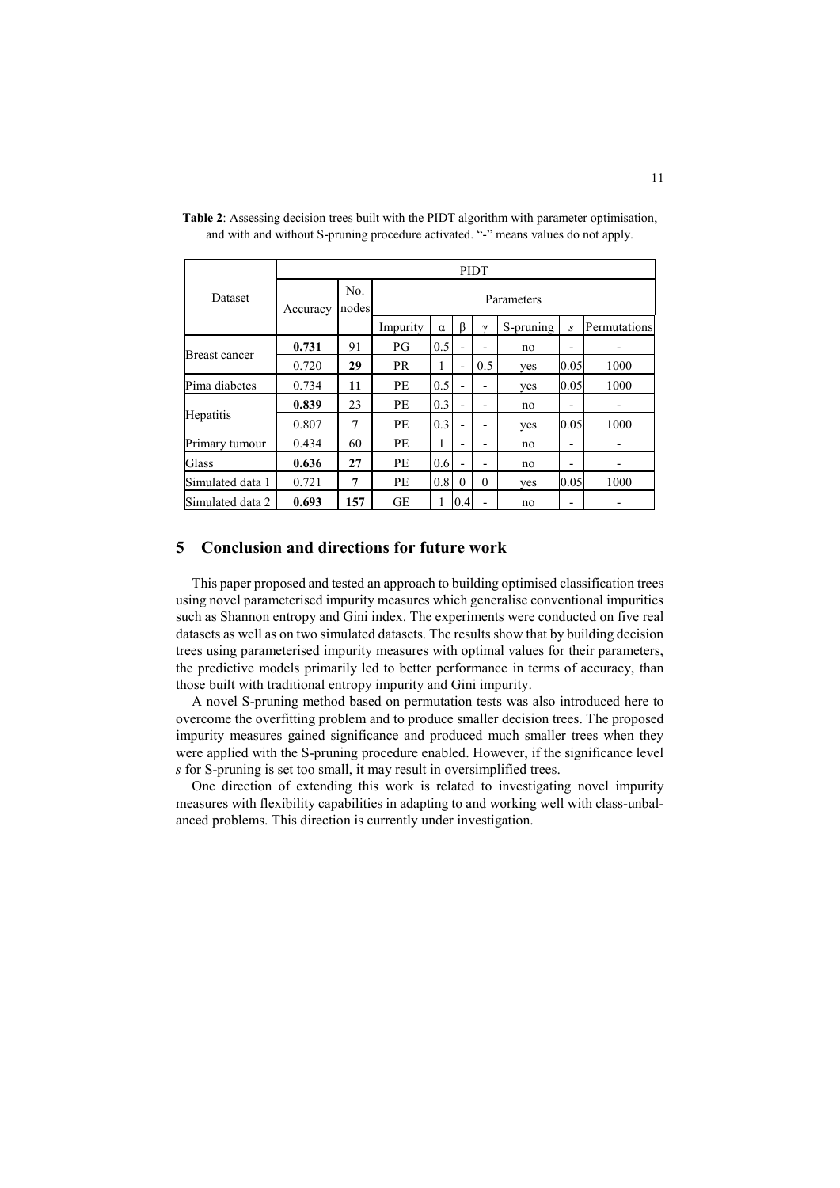**Table 2**: Assessing decision trees built with the PIDT algorithm with parameter optimisation, and with and without S-pruning procedure activated. "-" means values do not apply.

| Dataset | PIDT | | | | | | | | |
|---|---|---|---|---|---|---|---|---|---|
| | Accuracy | No. nodes | Parameters | | | | | | |
| | | | Impurity | α | β | γ | S-pruning | *s* | Permutations |
| Breast cancer | **0.731** | 91 | PG | 0.5 | - | - | no | - | - |
| | 0.720 | **29** | PR | 1 | - | 0.5 | yes | 0.05 | 1000 |
| Pima diabetes | 0.734 | **11** | PE | 0.5 | - | - | yes | 0.05 | 1000 |
| Hepatitis | **0.839** | 23 | PE | 0.3 | - | - | no | - | - |
| | 0.807 | **7** | PE | 0.3 | - | - | yes | 0.05 | 1000 |
| Primary tumour | 0.434 | 60 | PE | 1 | - | - | no | - | - |
| Glass | **0.636** | 27 | PE | 0.6 | - | - | no | - | - |
| Simulated data 1 | 0.721 | **7** | PE | 0.8 | 0 | 0 | yes | 0.05 | 1000 |
| Simulated data 2 | **0.693** | **157** | GE | 1 | 0.4 | - | no | - | - |

## 5 Conclusion and directions for future work

This paper proposed and tested an approach to building optimised classification trees using novel parameterised impurity measures which generalise conventional impurities such as Shannon entropy and Gini index. The experiments were conducted on five real datasets as well as on two simulated datasets. The results show that by building decision trees using parameterised impurity measures with optimal values for their parameters, the predictive models primarily led to better performance in terms of accuracy, than those built with traditional entropy impurity and Gini impurity.

A novel S-pruning method based on permutation tests was also introduced here to overcome the overfitting problem and to produce smaller decision trees. The proposed impurity measures gained significance and produced much smaller trees when they were applied with the S-pruning procedure enabled. However, if the significance level *s* for S-pruning is set too small, it may result in oversimplified trees.

One direction of extending this work is related to investigating novel impurity measures with flexibility capabilities in adapting to and working well with class-unbalanced problems. This direction is currently under investigation.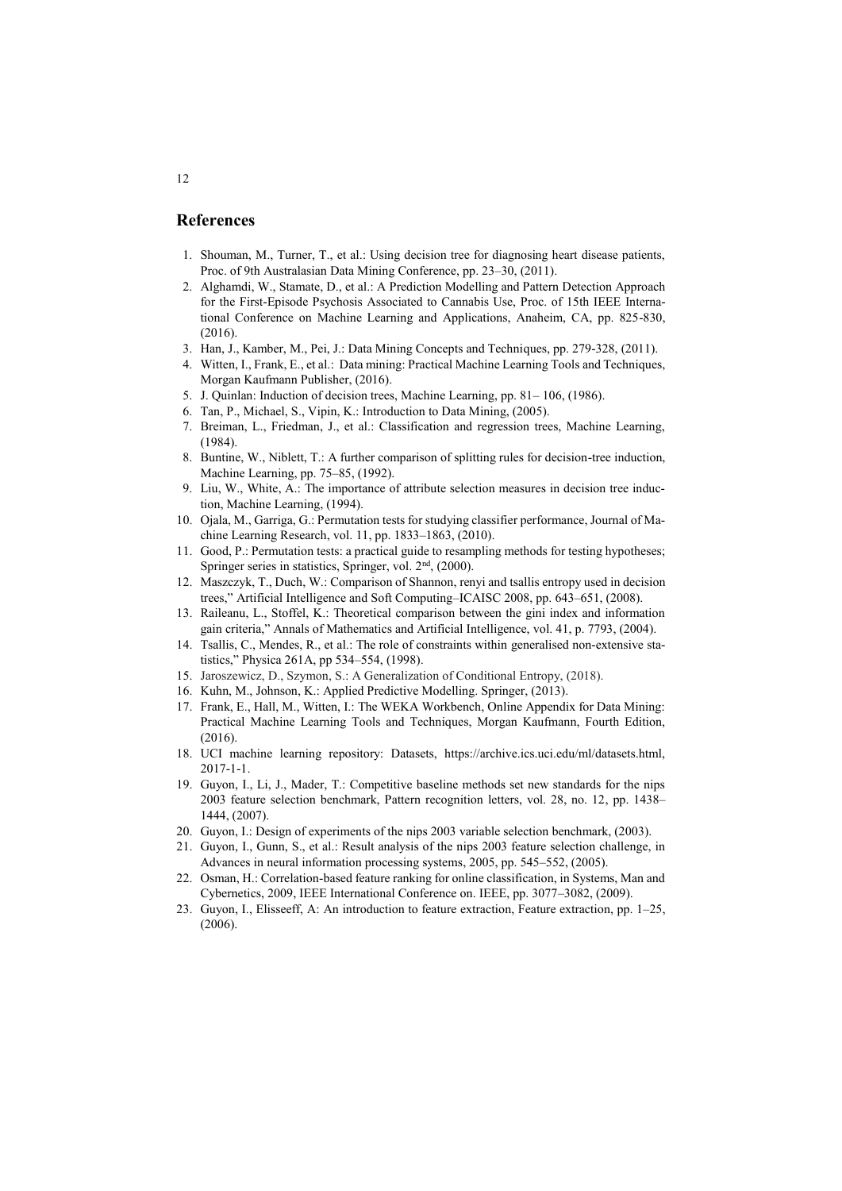## References

1. Shouman, M., Turner, T., et al.: Using decision tree for diagnosing heart disease patients, Proc. of 9th Australasian Data Mining Conference, pp. 23–30, (2011).
2. Alghamdi, W., Stamate, D., et al.: A Prediction Modelling and Pattern Detection Approach for the First-Episode Psychosis Associated to Cannabis Use, Proc. of 15th IEEE International Conference on Machine Learning and Applications, Anaheim, CA, pp. 825-830, (2016).
3. Han, J., Kamber, M., Pei, J.: Data Mining Concepts and Techniques, pp. 279-328, (2011).
4. Witten, I., Frank, E., et al.: Data mining: Practical Machine Learning Tools and Techniques, Morgan Kaufmann Publisher, (2016).
5. J. Quinlan: Induction of decision trees, Machine Learning, pp. 81– 106, (1986).
6. Tan, P., Michael, S., Vipin, K.: Introduction to Data Mining, (2005).
7. Breiman, L., Friedman, J., et al.: Classification and regression trees, Machine Learning, (1984).
8. Buntine, W., Niblett, T.: A further comparison of splitting rules for decision-tree induction, Machine Learning, pp. 75–85, (1992).
9. Liu, W., White, A.: The importance of attribute selection measures in decision tree induction, Machine Learning, (1994).
10. Ojala, M., Garriga, G.: Permutation tests for studying classifier performance, Journal of Machine Learning Research, vol. 11, pp. 1833–1863, (2010).
11. Good, P.: Permutation tests: a practical guide to resampling methods for testing hypotheses; Springer series in statistics, Springer, vol. 2nd, (2000).
12. Maszczyk, T., Duch, W.: Comparison of Shannon, renyi and tsallis entropy used in decision trees," Artificial Intelligence and Soft Computing–ICAISC 2008, pp. 643–651, (2008).
13. Raileanu, L., Stoffel, K.: Theoretical comparison between the gini index and information gain criteria," Annals of Mathematics and Artificial Intelligence, vol. 41, p. 7793, (2004).
14. Tsallis, C., Mendes, R., et al.: The role of constraints within generalised non-extensive statistics," Physica 261A, pp 534–554, (1998).
15. Jaroszewicz, D., Szymon, S.: A Generalization of Conditional Entropy, (2018).
16. Kuhn, M., Johnson, K.: Applied Predictive Modelling. Springer, (2013).
17. Frank, E., Hall, M., Witten, I.: The WEKA Workbench, Online Appendix for Data Mining: Practical Machine Learning Tools and Techniques, Morgan Kaufmann, Fourth Edition, (2016).
18. UCI machine learning repository: Datasets, https://archive.ics.uci.edu/ml/datasets.html, 2017-1-1.
19. Guyon, I., Li, J., Mader, T.: Competitive baseline methods set new standards for the nips 2003 feature selection benchmark, Pattern recognition letters, vol. 28, no. 12, pp. 1438–1444, (2007).
20. Guyon, I.: Design of experiments of the nips 2003 variable selection benchmark, (2003).
21. Guyon, I., Gunn, S., et al.: Result analysis of the nips 2003 feature selection challenge, in Advances in neural information processing systems, 2005, pp. 545–552, (2005).
22. Osman, H.: Correlation-based feature ranking for online classification, in Systems, Man and Cybernetics, 2009, IEEE International Conference on. IEEE, pp. 3077–3082, (2009).
23. Guyon, I., Elisseeff, A: An introduction to feature extraction, Feature extraction, pp. 1–25, (2006).